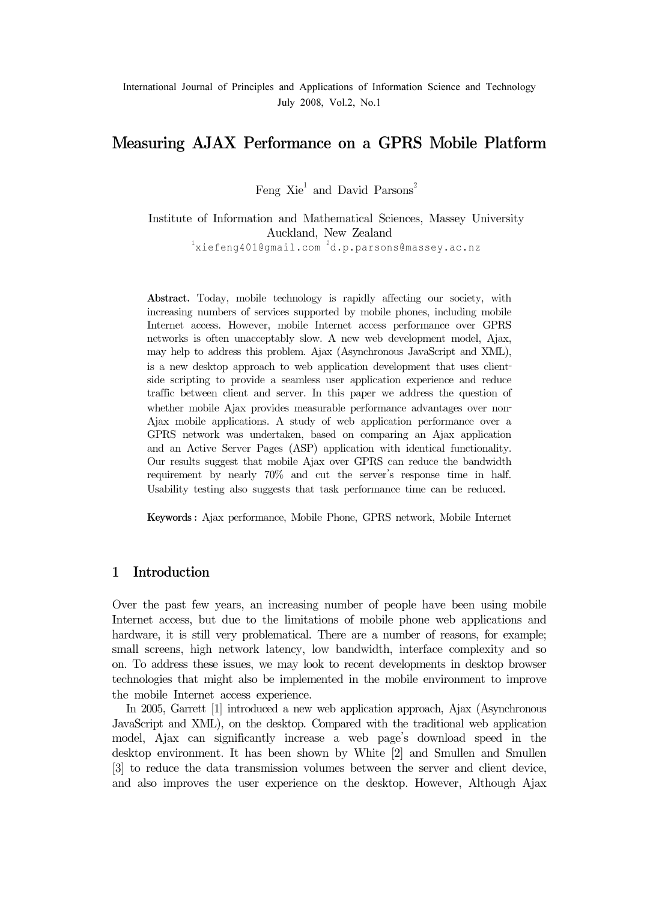# Measuring AJAX Performance on a GPRS Mobile Platform

Feng Xie[1] and David Parsons[2]

Institute of Information and Mathematical Sciences, Massey University
Auckland, New Zealand
[1]xiefeng401@gmail.com [2]d.p.parsons@massey.ac.nz

**Abstract.** Today, mobile technology is rapidly affecting our society, with increasing numbers of services supported by mobile phones, including mobile Internet access. However, mobile Internet access performance over GPRS networks is often unacceptably slow. A new web development model, Ajax, may help to address this problem. Ajax (Asynchronous JavaScript and XML), is a new desktop approach to web application development that uses client-side scripting to provide a seamless user application experience and reduce traffic between client and server. In this paper we address the question of whether mobile Ajax provides measurable performance advantages over non-Ajax mobile applications. A study of web application performance over a GPRS network was undertaken, based on comparing an Ajax application and an Active Server Pages (ASP) application with identical functionality. Our results suggest that mobile Ajax over GPRS can reduce the bandwidth requirement by nearly 70% and cut the server's response time in half. Usability testing also suggests that task performance time can be reduced.

**Keywords :** Ajax performance, Mobile Phone, GPRS network, Mobile Internet

## 1 Introduction

Over the past few years, an increasing number of people have been using mobile Internet access, but due to the limitations of mobile phone web applications and hardware, it is still very problematical. There are a number of reasons, for example; small screens, high network latency, low bandwidth, interface complexity and so on. To address these issues, we may look to recent developments in desktop browser technologies that might also be implemented in the mobile environment to improve the mobile Internet access experience.

In 2005, Garrett [1] introduced a new web application approach, Ajax (Asynchronous JavaScript and XML), on the desktop. Compared with the traditional web application model, Ajax can significantly increase a web page's download speed in the desktop environment. It has been shown by White [2] and Smullen and Smullen [3] to reduce the data transmission volumes between the server and client device, and also improves the user experience on the desktop. However, Although Ajax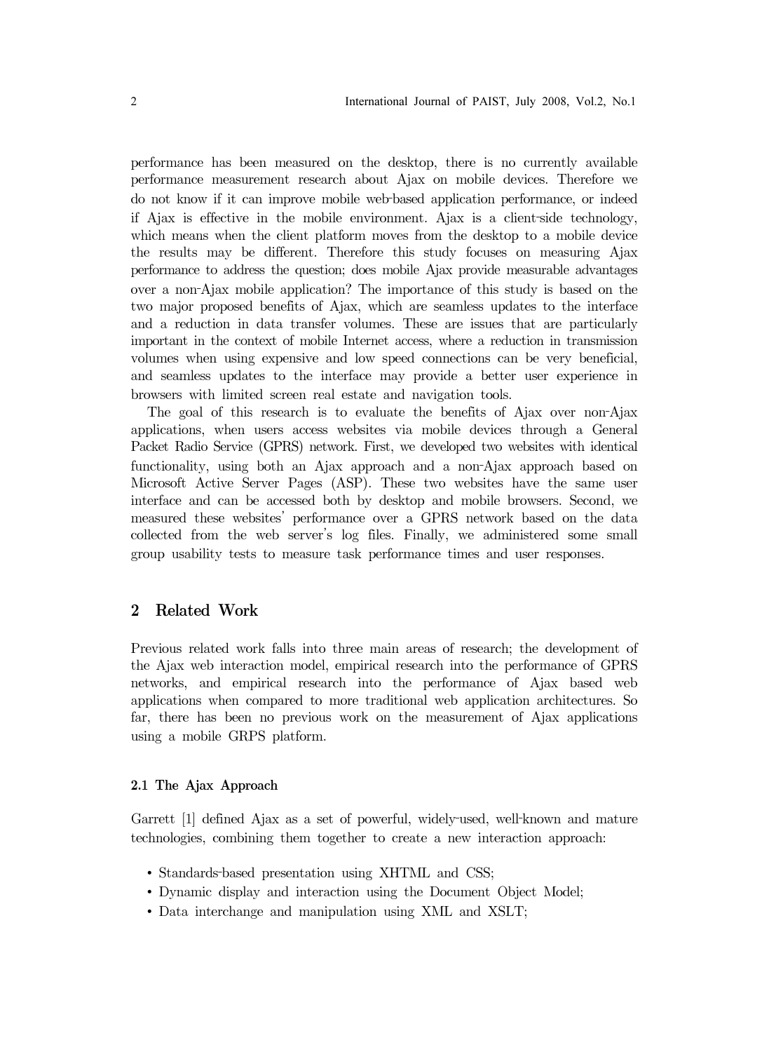performance has been measured on the desktop, there is no currently available performance measurement research about Ajax on mobile devices. Therefore we do not know if it can improve mobile web-based application performance, or indeed if Ajax is effective in the mobile environment. Ajax is a client-side technology, which means when the client platform moves from the desktop to a mobile device the results may be different. Therefore this study focuses on measuring Ajax performance to address the question; does mobile Ajax provide measurable advantages over a non-Ajax mobile application? The importance of this study is based on the two major proposed benefits of Ajax, which are seamless updates to the interface and a reduction in data transfer volumes. These are issues that are particularly important in the context of mobile Internet access, where a reduction in transmission volumes when using expensive and low speed connections can be very beneficial, and seamless updates to the interface may provide a better user experience in browsers with limited screen real estate and navigation tools.

The goal of this research is to evaluate the benefits of Ajax over non-Ajax applications, when users access websites via mobile devices through a General Packet Radio Service (GPRS) network. First, we developed two websites with identical functionality, using both an Ajax approach and a non-Ajax approach based on Microsoft Active Server Pages (ASP). These two websites have the same user interface and can be accessed both by desktop and mobile browsers. Second, we measured these websites' performance over a GPRS network based on the data collected from the web server's log files. Finally, we administered some small group usability tests to measure task performance times and user responses.

## 2 Related Work

Previous related work falls into three main areas of research; the development of the Ajax web interaction model, empirical research into the performance of GPRS networks, and empirical research into the performance of Ajax based web applications when compared to more traditional web application architectures. So far, there has been no previous work on the measurement of Ajax applications using a mobile GRPS platform.

### 2.1 The Ajax Approach

Garrett [1] defined Ajax as a set of powerful, widely-used, well-known and mature technologies, combining them together to create a new interaction approach:

- Standards-based presentation using XHTML and CSS;
- Dynamic display and interaction using the Document Object Model;
- Data interchange and manipulation using XML and XSLT;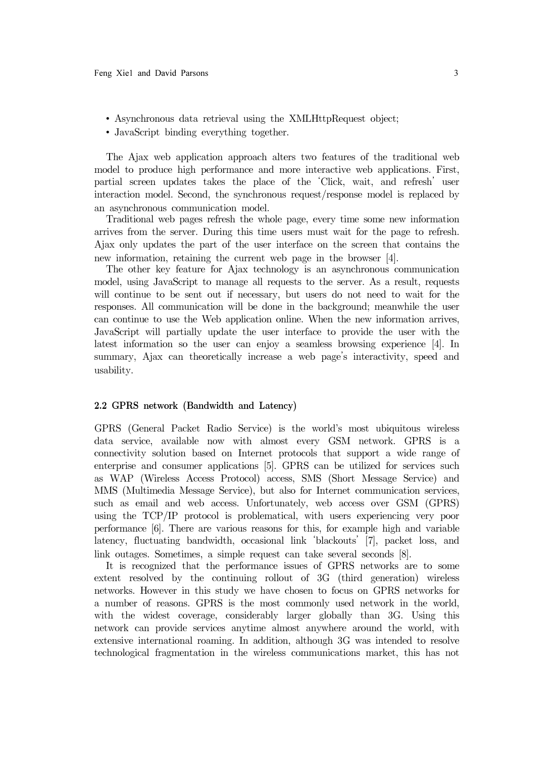- Asynchronous data retrieval using the XMLHttpRequest object;
- JavaScript binding everything together.

The Ajax web application approach alters two features of the traditional web model to produce high performance and more interactive web applications. First, partial screen updates takes the place of the 'Click, wait, and refresh' user interaction model. Second, the synchronous request/response model is replaced by an asynchronous communication model.

Traditional web pages refresh the whole page, every time some new information arrives from the server. During this time users must wait for the page to refresh. Ajax only updates the part of the user interface on the screen that contains the new information, retaining the current web page in the browser [4].

The other key feature for Ajax technology is an asynchronous communication model, using JavaScript to manage all requests to the server. As a result, requests will continue to be sent out if necessary, but users do not need to wait for the responses. All communication will be done in the background; meanwhile the user can continue to use the Web application online. When the new information arrives, JavaScript will partially update the user interface to provide the user with the latest information so the user can enjoy a seamless browsing experience [4]. In summary, Ajax can theoretically increase a web page's interactivity, speed and usability.

### 2.2 GPRS network (Bandwidth and Latency)

GPRS (General Packet Radio Service) is the world's most ubiquitous wireless data service, available now with almost every GSM network. GPRS is a connectivity solution based on Internet protocols that support a wide range of enterprise and consumer applications [5]. GPRS can be utilized for services such as WAP (Wireless Access Protocol) access, SMS (Short Message Service) and MMS (Multimedia Message Service), but also for Internet communication services, such as email and web access. Unfortunately, web access over GSM (GPRS) using the TCP/IP protocol is problematical, with users experiencing very poor performance [6]. There are various reasons for this, for example high and variable latency, fluctuating bandwidth, occasional link 'blackouts' [7], packet loss, and link outages. Sometimes, a simple request can take several seconds [8].

It is recognized that the performance issues of GPRS networks are to some extent resolved by the continuing rollout of 3G (third generation) wireless networks. However in this study we have chosen to focus on GPRS networks for a number of reasons. GPRS is the most commonly used network in the world, with the widest coverage, considerably larger globally than 3G. Using this network can provide services anytime almost anywhere around the world, with extensive international roaming. In addition, although 3G was intended to resolve technological fragmentation in the wireless communications market, this has not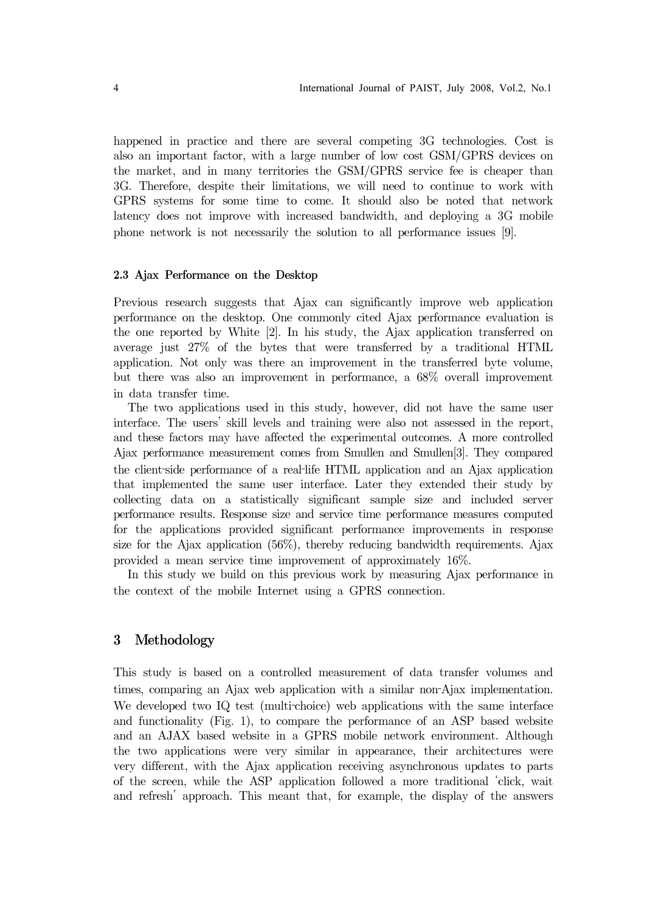happened in practice and there are several competing 3G technologies. Cost is also an important factor, with a large number of low cost GSM/GPRS devices on the market, and in many territories the GSM/GPRS service fee is cheaper than 3G. Therefore, despite their limitations, we will need to continue to work with GPRS systems for some time to come. It should also be noted that network latency does not improve with increased bandwidth, and deploying a 3G mobile phone network is not necessarily the solution to all performance issues [9].

### 2.3 Ajax Performance on the Desktop

Previous research suggests that Ajax can significantly improve web application performance on the desktop. One commonly cited Ajax performance evaluation is the one reported by White [2]. In his study, the Ajax application transferred on average just 27% of the bytes that were transferred by a traditional HTML application. Not only was there an improvement in the transferred byte volume, but there was also an improvement in performance, a 68% overall improvement in data transfer time.

The two applications used in this study, however, did not have the same user interface. The users' skill levels and training were also not assessed in the report, and these factors may have affected the experimental outcomes. A more controlled Ajax performance measurement comes from Smullen and Smullen[3]. They compared the client-side performance of a real-life HTML application and an Ajax application that implemented the same user interface. Later they extended their study by collecting data on a statistically significant sample size and included server performance results. Response size and service time performance measures computed for the applications provided significant performance improvements in response size for the Ajax application (56%), thereby reducing bandwidth requirements. Ajax provided a mean service time improvement of approximately 16%.

In this study we build on this previous work by measuring Ajax performance in the context of the mobile Internet using a GPRS connection.

## 3 Methodology

This study is based on a controlled measurement of data transfer volumes and times, comparing an Ajax web application with a similar non-Ajax implementation. We developed two IQ test (multi-choice) web applications with the same interface and functionality (Fig. 1), to compare the performance of an ASP based website and an AJAX based website in a GPRS mobile network environment. Although the two applications were very similar in appearance, their architectures were very different, with the Ajax application receiving asynchronous updates to parts of the screen, while the ASP application followed a more traditional 'click, wait and refresh' approach. This meant that, for example, the display of the answers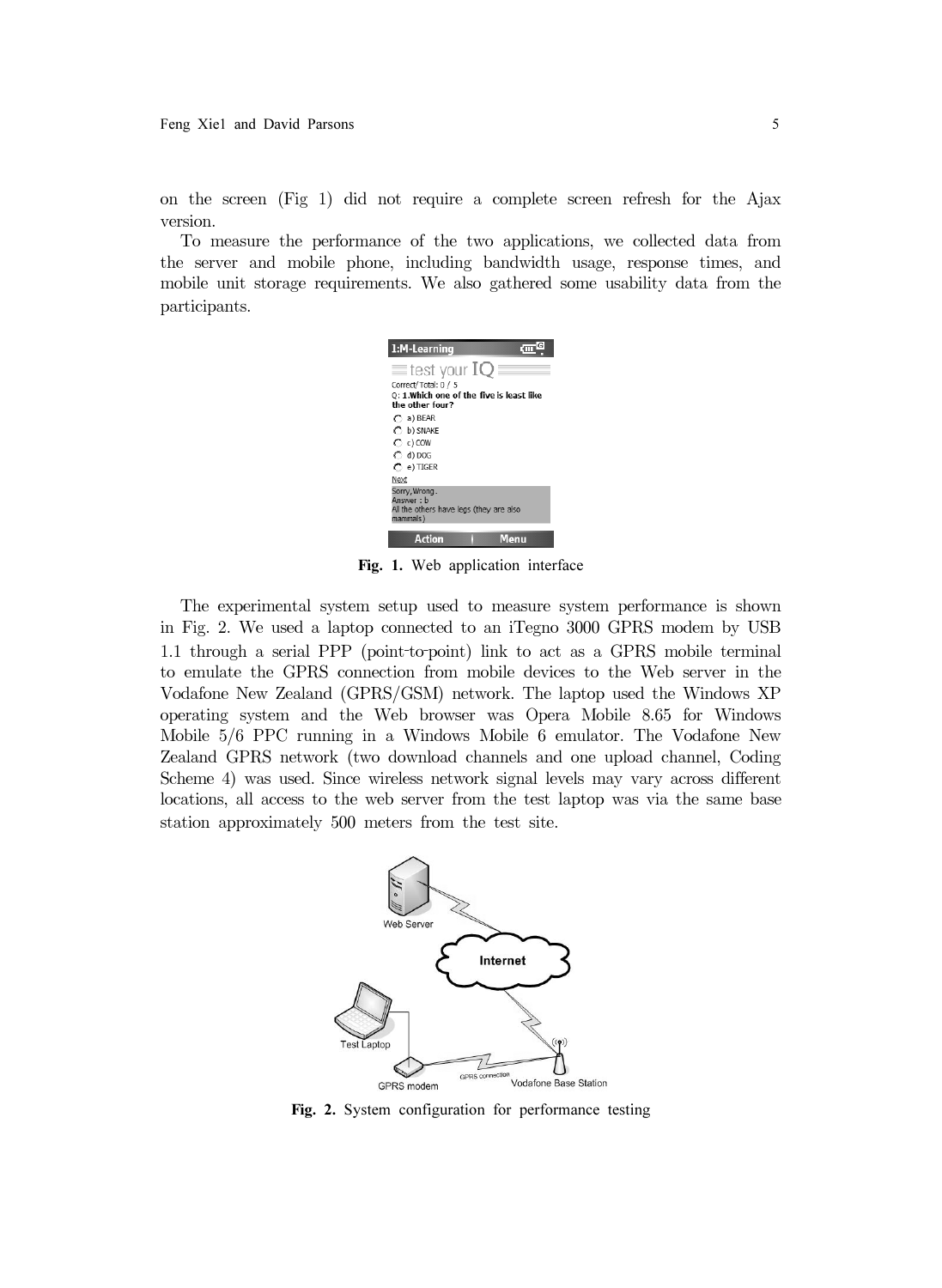on the screen (Fig 1) did not require a complete screen refresh for the Ajax version.

To measure the performance of the two applications, we collected data from the server and mobile phone, including bandwidth usage, response times, and mobile unit storage requirements. We also gathered some usability data from the participants.

**Fig. 1.** Web application interface

The experimental system setup used to measure system performance is shown in Fig. 2. We used a laptop connected to an iTegno 3000 GPRS modem by USB 1.1 through a serial PPP (point-to-point) link to act as a GPRS mobile terminal to emulate the GPRS connection from mobile devices to the Web server in the Vodafone New Zealand (GPRS/GSM) network. The laptop used the Windows XP operating system and the Web browser was Opera Mobile 8.65 for Windows Mobile 5/6 PPC running in a Windows Mobile 6 emulator. The Vodafone New Zealand GPRS network (two download channels and one upload channel, Coding Scheme 4) was used. Since wireless network signal levels may vary across different locations, all access to the web server from the test laptop was via the same base station approximately 500 meters from the test site.

**Fig. 2.** System configuration for performance testing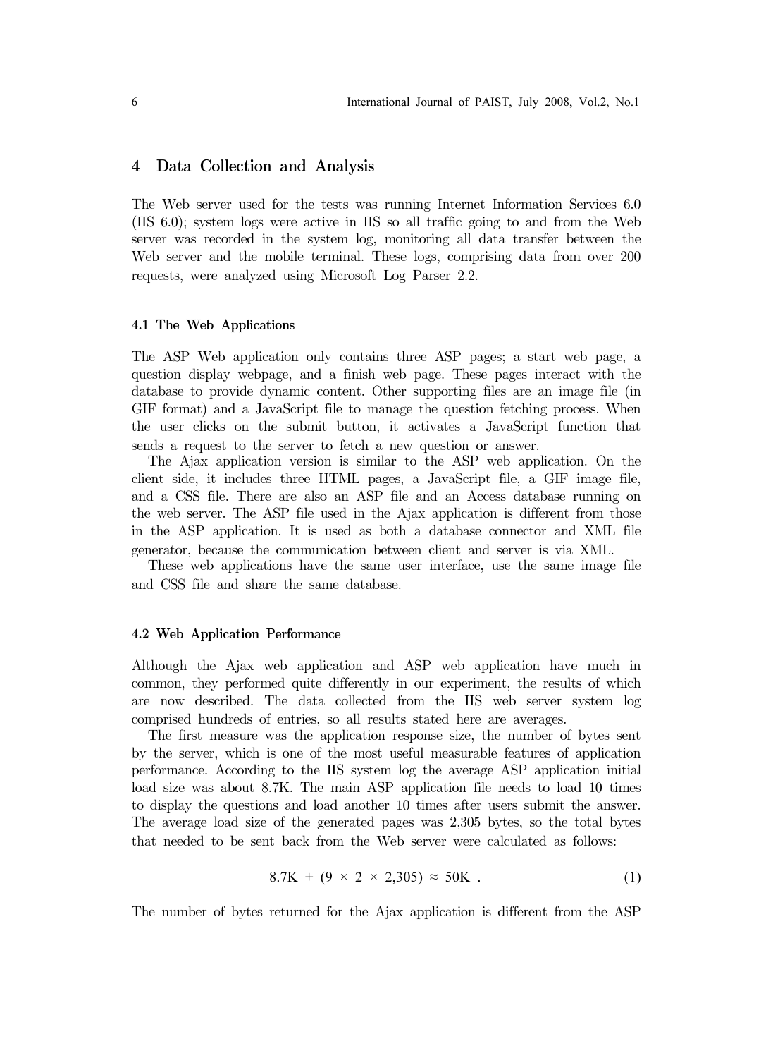## 4 Data Collection and Analysis

The Web server used for the tests was running Internet Information Services 6.0 (IIS 6.0); system logs were active in IIS so all traffic going to and from the Web server was recorded in the system log, monitoring all data transfer between the Web server and the mobile terminal. These logs, comprising data from over 200 requests, were analyzed using Microsoft Log Parser 2.2.

### 4.1 The Web Applications

The ASP Web application only contains three ASP pages; a start web page, a question display webpage, and a finish web page. These pages interact with the database to provide dynamic content. Other supporting files are an image file (in GIF format) and a JavaScript file to manage the question fetching process. When the user clicks on the submit button, it activates a JavaScript function that sends a request to the server to fetch a new question or answer.

The Ajax application version is similar to the ASP web application. On the client side, it includes three HTML pages, a JavaScript file, a GIF image file, and a CSS file. There are also an ASP file and an Access database running on the web server. The ASP file used in the Ajax application is different from those in the ASP application. It is used as both a database connector and XML file generator, because the communication between client and server is via XML.

These web applications have the same user interface, use the same image file and CSS file and share the same database.

### 4.2 Web Application Performance

Although the Ajax web application and ASP web application have much in common, they performed quite differently in our experiment, the results of which are now described. The data collected from the IIS web server system log comprised hundreds of entries, so all results stated here are averages.

The first measure was the application response size, the number of bytes sent by the server, which is one of the most useful measurable features of application performance. According to the IIS system log the average ASP application initial load size was about 8.7K. The main ASP application file needs to load 10 times to display the questions and load another 10 times after users submit the answer. The average load size of the generated pages was 2,305 bytes, so the total bytes that needed to be sent back from the Web server were calculated as follows:

$$8.7\text{K} + (9 \times 2 \times 2{,}305) \approx 50\text{K} . \quad (1)$$

The number of bytes returned for the Ajax application is different from the ASP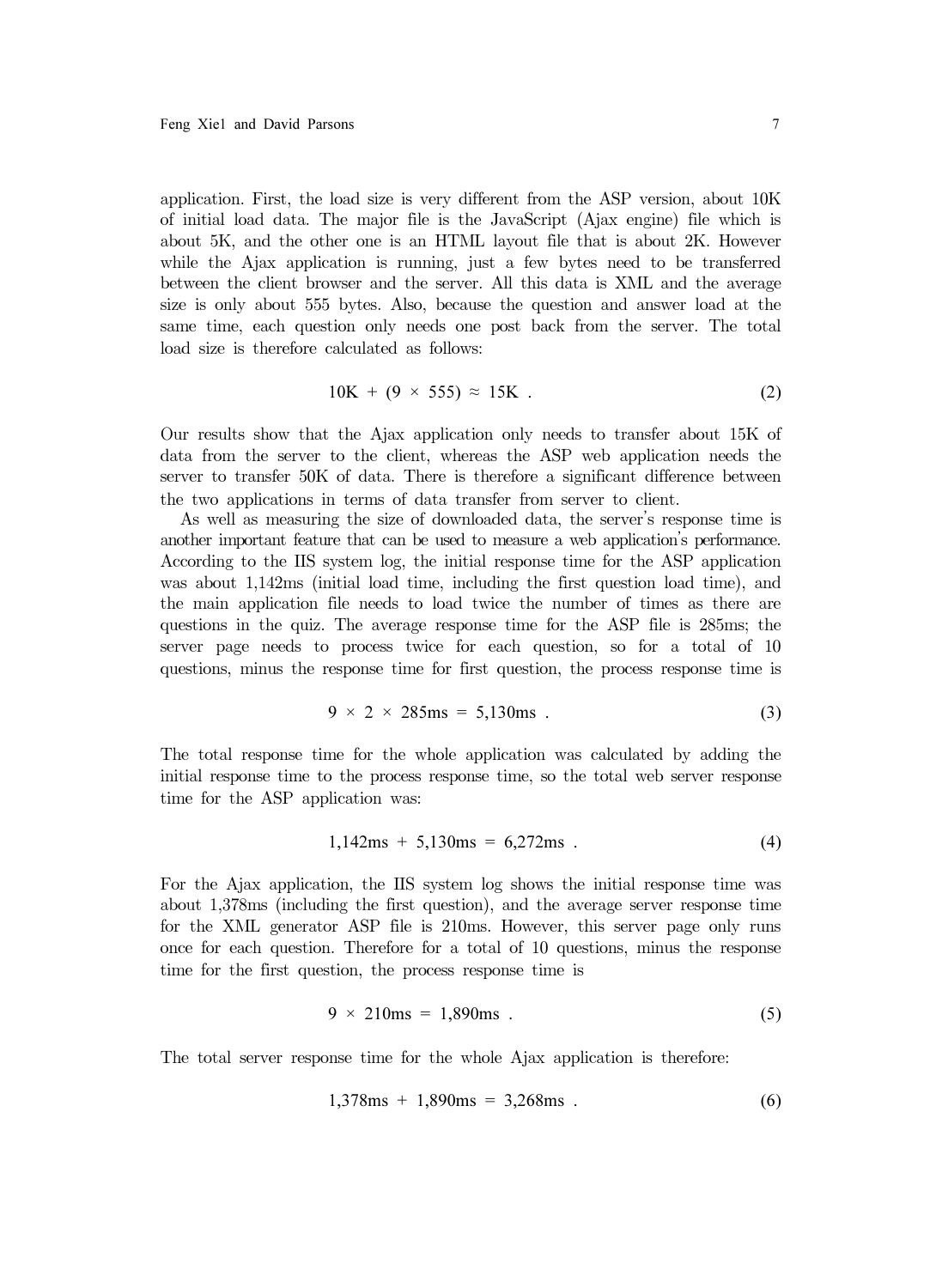application. First, the load size is very different from the ASP version, about 10K of initial load data. The major file is the JavaScript (Ajax engine) file which is about 5K, and the other one is an HTML layout file that is about 2K. However while the Ajax application is running, just a few bytes need to be transferred between the client browser and the server. All this data is XML and the average size is only about 555 bytes. Also, because the question and answer load at the same time, each question only needs one post back from the server. The total load size is therefore calculated as follows:

$$10\text{K} + (9 \times 555) \approx 15\text{K} . \tag{2}$$

Our results show that the Ajax application only needs to transfer about 15K of data from the server to the client, whereas the ASP web application needs the server to transfer 50K of data. There is therefore a significant difference between the two applications in terms of data transfer from server to client.

As well as measuring the size of downloaded data, the server's response time is another important feature that can be used to measure a web application's performance. According to the IIS system log, the initial response time for the ASP application was about 1,142ms (initial load time, including the first question load time), and the main application file needs to load twice the number of times as there are questions in the quiz. The average response time for the ASP file is 285ms; the server page needs to process twice for each question, so for a total of 10 questions, minus the response time for first question, the process response time is

$$9 \times 2 \times 285\text{ms} = 5{,}130\text{ms} . \tag{3}$$

The total response time for the whole application was calculated by adding the initial response time to the process response time, so the total web server response time for the ASP application was:

$$1{,}142\text{ms} + 5{,}130\text{ms} = 6{,}272\text{ms} . \tag{4}$$

For the Ajax application, the IIS system log shows the initial response time was about 1,378ms (including the first question), and the average server response time for the XML generator ASP file is 210ms. However, this server page only runs once for each question. Therefore for a total of 10 questions, minus the response time for the first question, the process response time is

$$9 \times 210\text{ms} = 1{,}890\text{ms} . \tag{5}$$

The total server response time for the whole Ajax application is therefore:

$$1{,}378\text{ms} + 1{,}890\text{ms} = 3{,}268\text{ms} . \tag{6}$$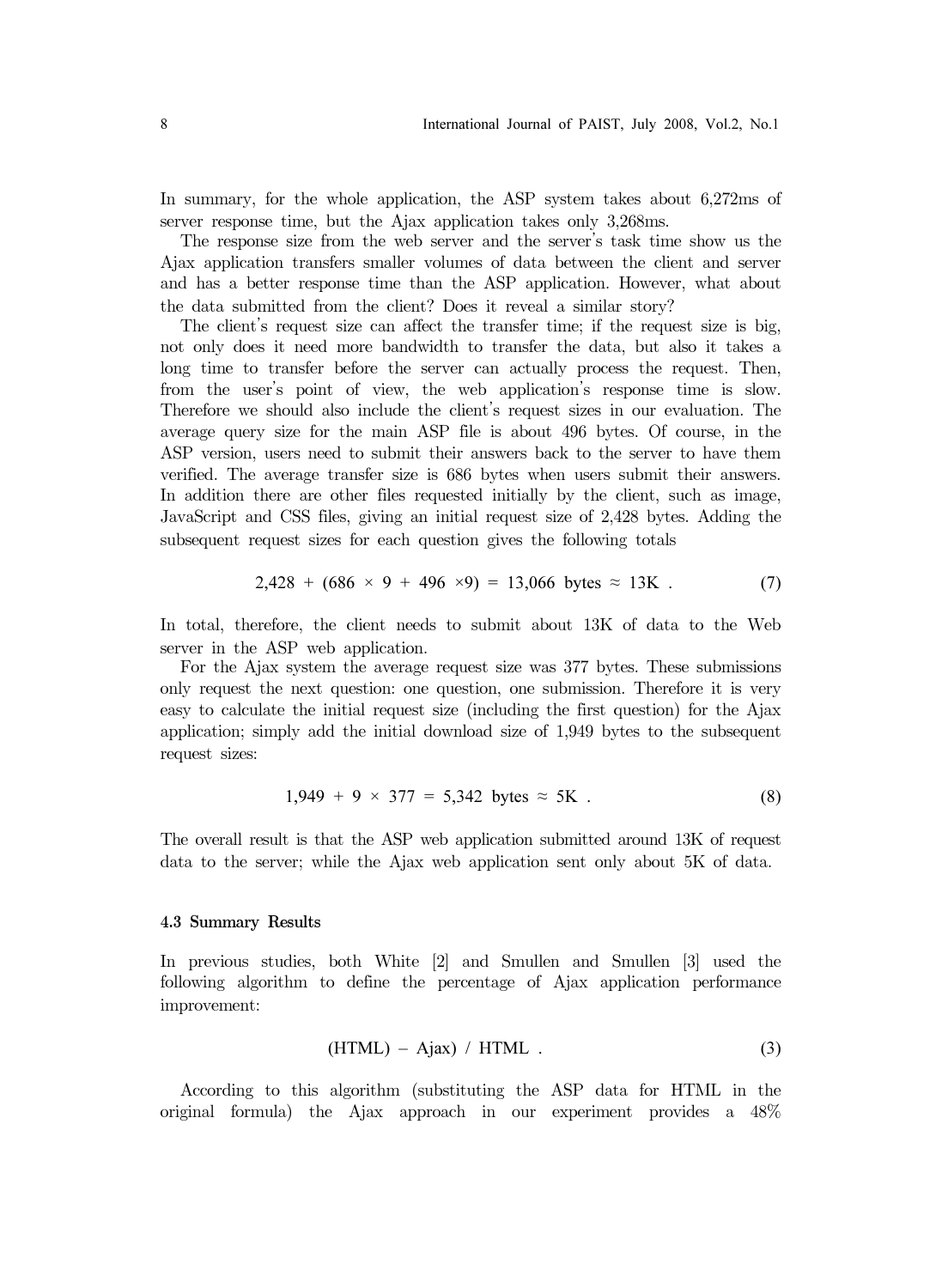In summary, for the whole application, the ASP system takes about 6,272ms of server response time, but the Ajax application takes only 3,268ms.

The response size from the web server and the server's task time show us the Ajax application transfers smaller volumes of data between the client and server and has a better response time than the ASP application. However, what about the data submitted from the client? Does it reveal a similar story?

The client's request size can affect the transfer time; if the request size is big, not only does it need more bandwidth to transfer the data, but also it takes a long time to transfer before the server can actually process the request. Then, from the user's point of view, the web application's response time is slow. Therefore we should also include the client's request sizes in our evaluation. The average query size for the main ASP file is about 496 bytes. Of course, in the ASP version, users need to submit their answers back to the server to have them verified. The average transfer size is 686 bytes when users submit their answers. In addition there are other files requested initially by the client, such as image, JavaScript and CSS files, giving an initial request size of 2,428 bytes. Adding the subsequent request sizes for each question gives the following totals

$$2{,}428 + (686 \times 9 + 496 \times 9) = 13{,}066 \text{ bytes} \approx 13\text{K} . \tag{7}$$

In total, therefore, the client needs to submit about 13K of data to the Web server in the ASP web application.

For the Ajax system the average request size was 377 bytes. These submissions only request the next question: one question, one submission. Therefore it is very easy to calculate the initial request size (including the first question) for the Ajax application; simply add the initial download size of 1,949 bytes to the subsequent request sizes:

$$1{,}949 + 9 \times 377 = 5{,}342 \text{ bytes} \approx 5\text{K} . \tag{8}$$

The overall result is that the ASP web application submitted around 13K of request data to the server; while the Ajax web application sent only about 5K of data.

### 4.3 Summary Results

In previous studies, both White [2] and Smullen and Smullen [3] used the following algorithm to define the percentage of Ajax application performance improvement:

$$(\text{HTML}) - \text{Ajax}) \; / \; \text{HTML} . \tag{3}$$

According to this algorithm (substituting the ASP data for HTML in the original formula) the Ajax approach in our experiment provides a 48%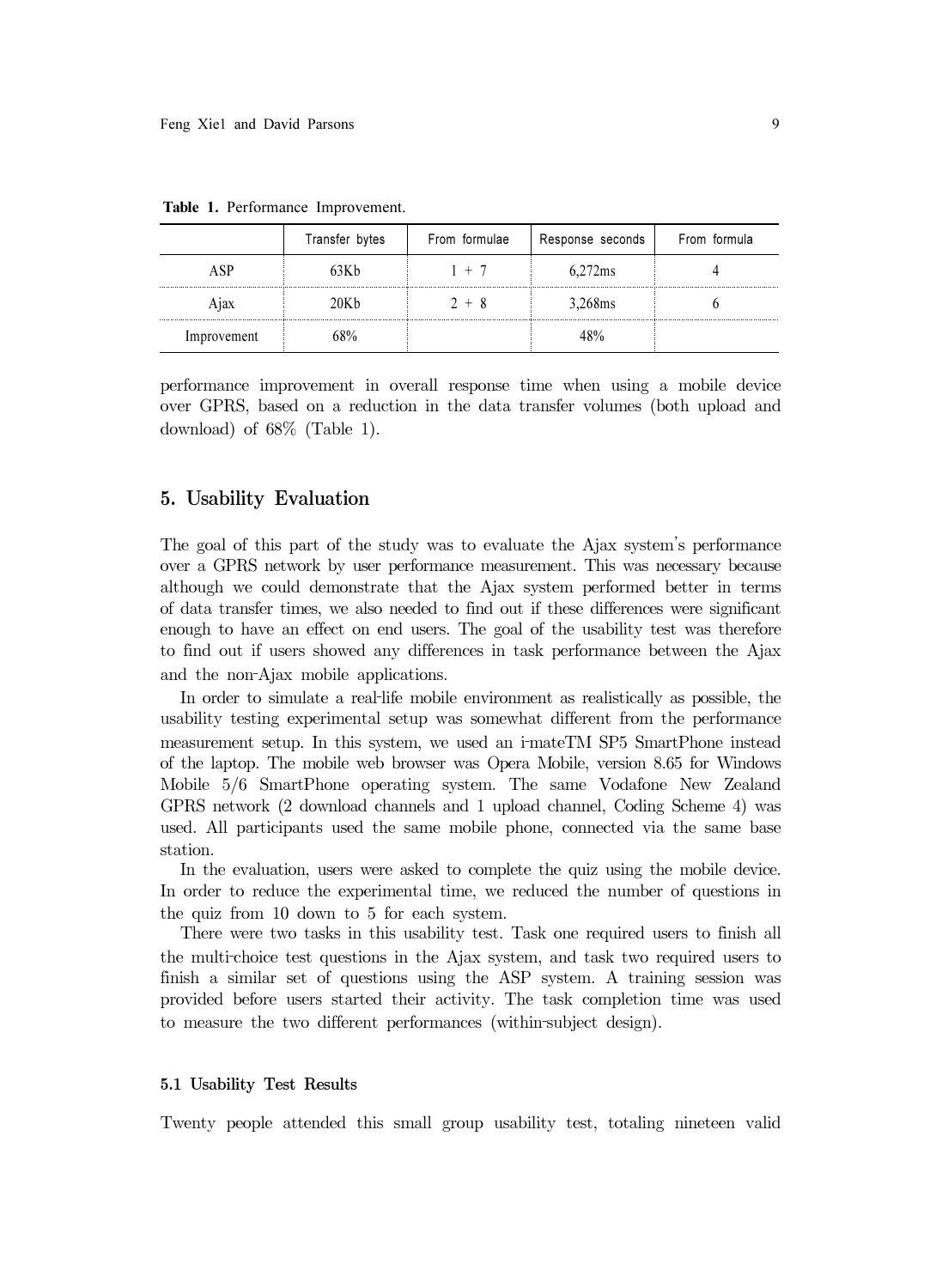**Table 1.** Performance Improvement.

| | Transfer bytes | From formulae | Response seconds | From formula |
|---|---|---|---|---|
| ASP | 63Kb | 1 + 7 | 6,272ms | 4 |
| Ajax | 20Kb | 2 + 8 | 3,268ms | 6 |
| Improvement | 68% | | 48% | |

performance improvement in overall response time when using a mobile device over GPRS, based on a reduction in the data transfer volumes (both upload and download) of 68% (Table 1).

## 5. Usability Evaluation

The goal of this part of the study was to evaluate the Ajax system's performance over a GPRS network by user performance measurement. This was necessary because although we could demonstrate that the Ajax system performed better in terms of data transfer times, we also needed to find out if these differences were significant enough to have an effect on end users. The goal of the usability test was therefore to find out if users showed any differences in task performance between the Ajax and the non-Ajax mobile applications.

In order to simulate a real-life mobile environment as realistically as possible, the usability testing experimental setup was somewhat different from the performance measurement setup. In this system, we used an i-mateTM SP5 SmartPhone instead of the laptop. The mobile web browser was Opera Mobile, version 8.65 for Windows Mobile 5/6 SmartPhone operating system. The same Vodafone New Zealand GPRS network (2 download channels and 1 upload channel, Coding Scheme 4) was used. All participants used the same mobile phone, connected via the same base station.

In the evaluation, users were asked to complete the quiz using the mobile device. In order to reduce the experimental time, we reduced the number of questions in the quiz from 10 down to 5 for each system.

There were two tasks in this usability test. Task one required users to finish all the multi-choice test questions in the Ajax system, and task two required users to finish a similar set of questions using the ASP system. A training session was provided before users started their activity. The task completion time was used to measure the two different performances (within-subject design).

### 5.1 Usability Test Results

Twenty people attended this small group usability test, totaling nineteen valid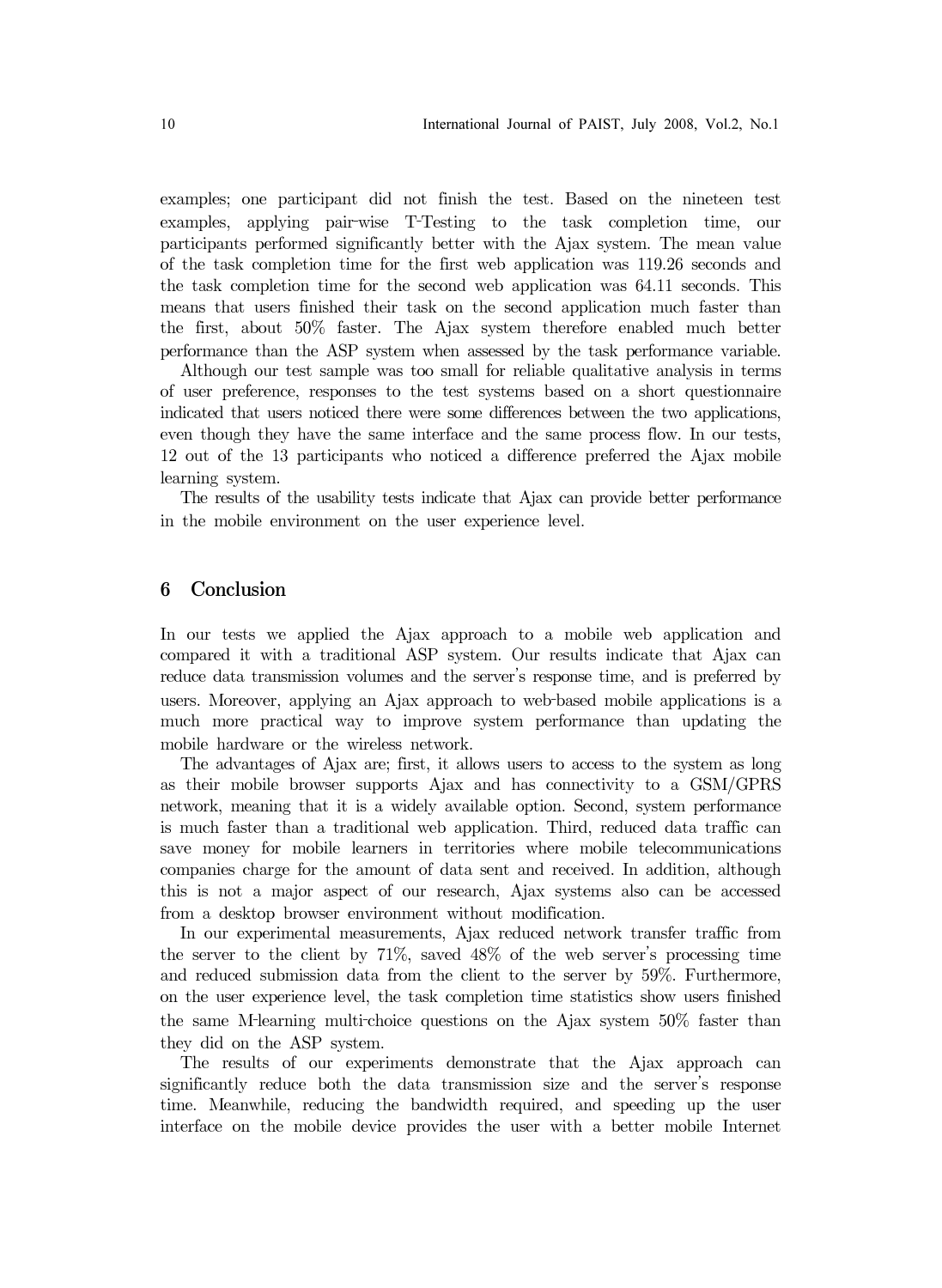examples; one participant did not finish the test. Based on the nineteen test examples, applying pair-wise T-Testing to the task completion time, our participants performed significantly better with the Ajax system. The mean value of the task completion time for the first web application was 119.26 seconds and the task completion time for the second web application was 64.11 seconds. This means that users finished their task on the second application much faster than the first, about 50% faster. The Ajax system therefore enabled much better performance than the ASP system when assessed by the task performance variable.

Although our test sample was too small for reliable qualitative analysis in terms of user preference, responses to the test systems based on a short questionnaire indicated that users noticed there were some differences between the two applications, even though they have the same interface and the same process flow. In our tests, 12 out of the 13 participants who noticed a difference preferred the Ajax mobile learning system.

The results of the usability tests indicate that Ajax can provide better performance in the mobile environment on the user experience level.

## 6 Conclusion

In our tests we applied the Ajax approach to a mobile web application and compared it with a traditional ASP system. Our results indicate that Ajax can reduce data transmission volumes and the server's response time, and is preferred by users. Moreover, applying an Ajax approach to web-based mobile applications is a much more practical way to improve system performance than updating the mobile hardware or the wireless network.

The advantages of Ajax are; first, it allows users to access to the system as long as their mobile browser supports Ajax and has connectivity to a GSM/GPRS network, meaning that it is a widely available option. Second, system performance is much faster than a traditional web application. Third, reduced data traffic can save money for mobile learners in territories where mobile telecommunications companies charge for the amount of data sent and received. In addition, although this is not a major aspect of our research, Ajax systems also can be accessed from a desktop browser environment without modification.

In our experimental measurements, Ajax reduced network transfer traffic from the server to the client by 71%, saved 48% of the web server's processing time and reduced submission data from the client to the server by 59%. Furthermore, on the user experience level, the task completion time statistics show users finished the same M-learning multi-choice questions on the Ajax system 50% faster than they did on the ASP system.

The results of our experiments demonstrate that the Ajax approach can significantly reduce both the data transmission size and the server's response time. Meanwhile, reducing the bandwidth required, and speeding up the user interface on the mobile device provides the user with a better mobile Internet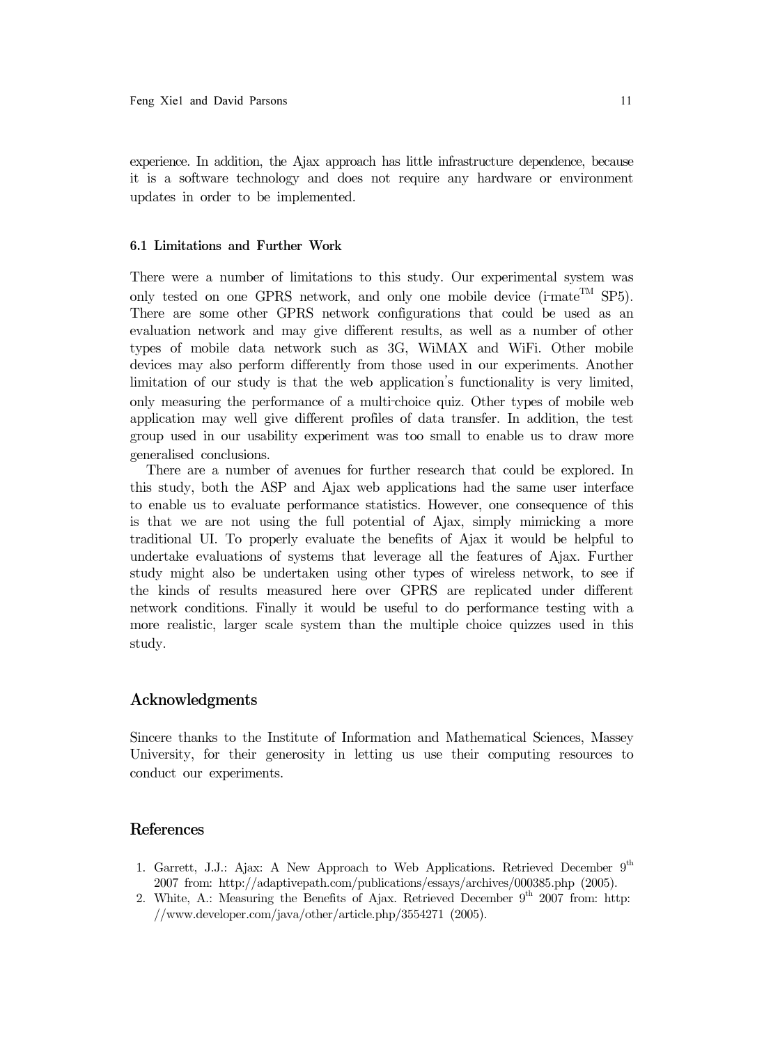experience. In addition, the Ajax approach has little infrastructure dependence, because it is a software technology and does not require any hardware or environment updates in order to be implemented.

### 6.1 Limitations and Further Work

There were a number of limitations to this study. Our experimental system was only tested on one GPRS network, and only one mobile device (i-mate™ SP5). There are some other GPRS network configurations that could be used as an evaluation network and may give different results, as well as a number of other types of mobile data network such as 3G, WiMAX and WiFi. Other mobile devices may also perform differently from those used in our experiments. Another limitation of our study is that the web application's functionality is very limited, only measuring the performance of a multi-choice quiz. Other types of mobile web application may well give different profiles of data transfer. In addition, the test group used in our usability experiment was too small to enable us to draw more generalised conclusions.

There are a number of avenues for further research that could be explored. In this study, both the ASP and Ajax web applications had the same user interface to enable us to evaluate performance statistics. However, one consequence of this is that we are not using the full potential of Ajax, simply mimicking a more traditional UI. To properly evaluate the benefits of Ajax it would be helpful to undertake evaluations of systems that leverage all the features of Ajax. Further study might also be undertaken using other types of wireless network, to see if the kinds of results measured here over GPRS are replicated under different network conditions. Finally it would be useful to do performance testing with a more realistic, larger scale system than the multiple choice quizzes used in this study.

## Acknowledgments

Sincere thanks to the Institute of Information and Mathematical Sciences, Massey University, for their generosity in letting us use their computing resources to conduct our experiments.

## References

1. Garrett, J.J.: Ajax: A New Approach to Web Applications. Retrieved December 9th 2007 from: http://adaptivepath.com/publications/essays/archives/000385.php (2005).
2. White, A.: Measuring the Benefits of Ajax. Retrieved December 9th 2007 from: http://www.developer.com/java/other/article.php/3554271 (2005).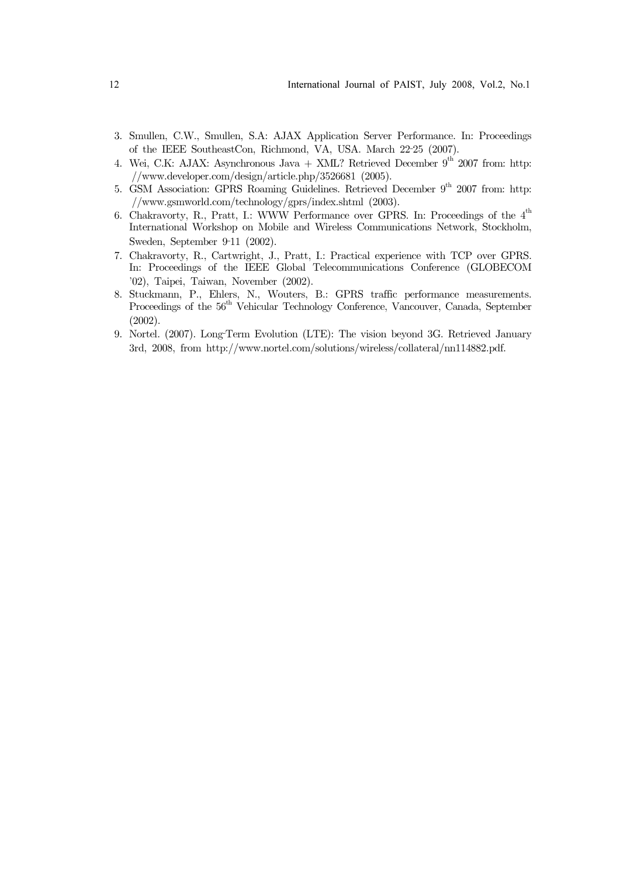3. Smullen, C.W., Smullen, S.A: AJAX Application Server Performance. In: Proceedings of the IEEE SoutheastCon, Richmond, VA, USA. March 22-25 (2007).
4. Wei, C.K: AJAX: Asynchronous Java + XML? Retrieved December 9th 2007 from: http://www.developer.com/design/article.php/3526681 (2005).
5. GSM Association: GPRS Roaming Guidelines. Retrieved December 9th 2007 from: http://www.gsmworld.com/technology/gprs/index.shtml (2003).
6. Chakravorty, R., Pratt, I.: WWW Performance over GPRS. In: Proceedings of the 4th International Workshop on Mobile and Wireless Communications Network, Stockholm, Sweden, September 9-11 (2002).
7. Chakravorty, R., Cartwright, J., Pratt, I.: Practical experience with TCP over GPRS. In: Proceedings of the IEEE Global Telecommunications Conference (GLOBECOM '02), Taipei, Taiwan, November (2002).
8. Stuckmann, P., Ehlers, N., Wouters, B.: GPRS traffic performance measurements. Proceedings of the 56th Vehicular Technology Conference, Vancouver, Canada, September (2002).
9. Nortel. (2007). Long-Term Evolution (LTE): The vision beyond 3G. Retrieved January 3rd, 2008, from http://www.nortel.com/solutions/wireless/collateral/nn114882.pdf.